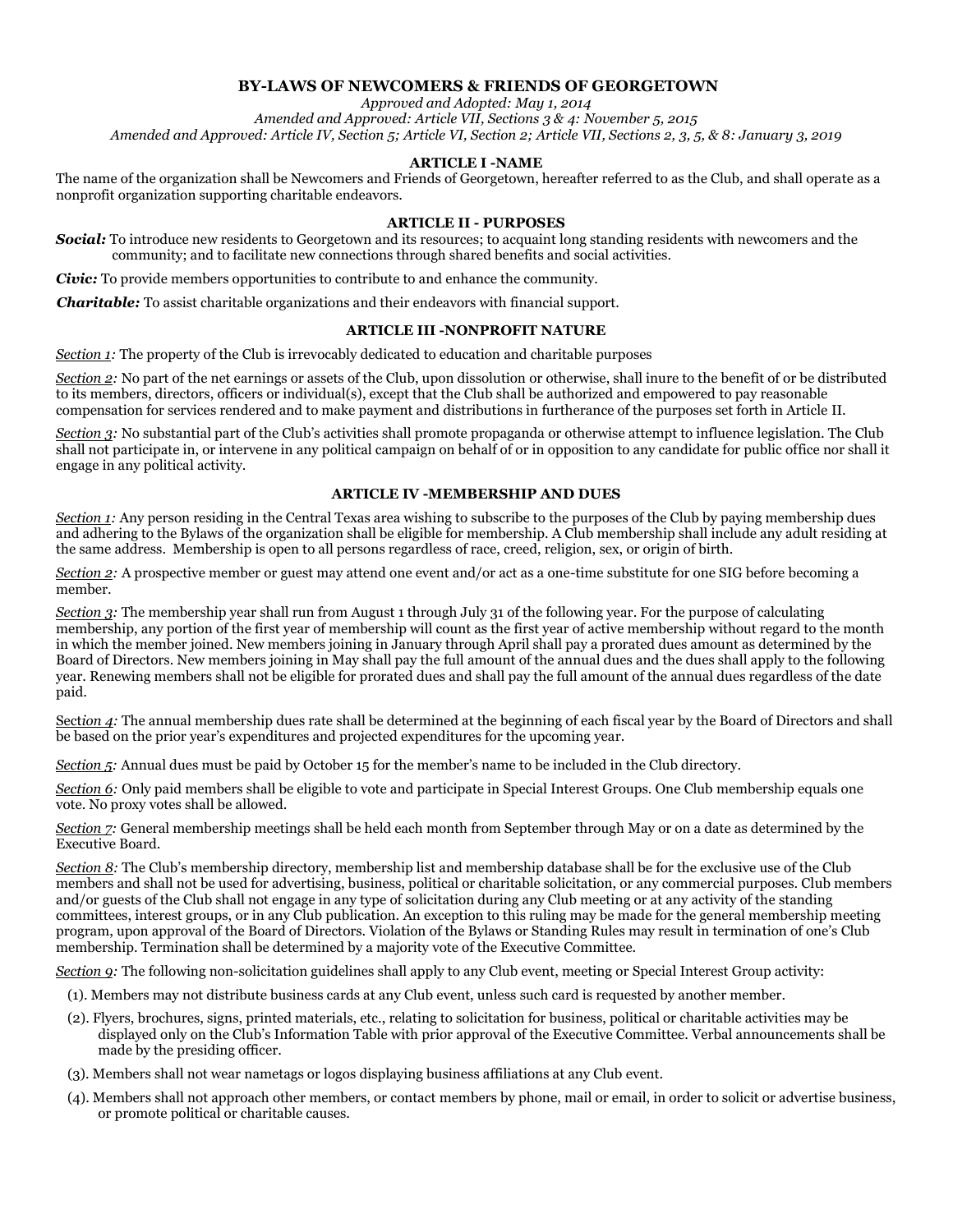# BY-LAWS OF NEWCOMERS & FRIENDS OF GEORGETOWN

*Approved and Adopted: May 1, 2014*
*Amended and Approved: Article VII, Sections 3 & 4: November 5, 2015*
*Amended and Approved: Article IV, Section 5; Article VI, Section 2; Article VII, Sections 2, 3, 5, & 8: January 3, 2019*

## ARTICLE I -NAME

The name of the organization shall be Newcomers and Friends of Georgetown, hereafter referred to as the Club, and shall operate as a nonprofit organization supporting charitable endeavors.

## ARTICLE II - PURPOSES

***Social:*** To introduce new residents to Georgetown and its resources; to acquaint long standing residents with newcomers and the community; and to facilitate new connections through shared benefits and social activities.

***Civic:*** To provide members opportunities to contribute to and enhance the community.

***Charitable:*** To assist charitable organizations and their endeavors with financial support.

## ARTICLE III -NONPROFIT NATURE

*Section 1:* The property of the Club is irrevocably dedicated to education and charitable purposes

*Section 2:* No part of the net earnings or assets of the Club, upon dissolution or otherwise, shall inure to the benefit of or be distributed to its members, directors, officers or individual(s), except that the Club shall be authorized and empowered to pay reasonable compensation for services rendered and to make payment and distributions in furtherance of the purposes set forth in Article II.

*Section 3:* No substantial part of the Club's activities shall promote propaganda or otherwise attempt to influence legislation. The Club shall not participate in, or intervene in any political campaign on behalf of or in opposition to any candidate for public office nor shall it engage in any political activity.

## ARTICLE IV -MEMBERSHIP AND DUES

*Section 1:* Any person residing in the Central Texas area wishing to subscribe to the purposes of the Club by paying membership dues and adhering to the Bylaws of the organization shall be eligible for membership. A Club membership shall include any adult residing at the same address. Membership is open to all persons regardless of race, creed, religion, sex, or origin of birth.

*Section 2:* A prospective member or guest may attend one event and/or act as a one-time substitute for one SIG before becoming a member.

*Section 3:* The membership year shall run from August 1 through July 31 of the following year. For the purpose of calculating membership, any portion of the first year of membership will count as the first year of active membership without regard to the month in which the member joined. New members joining in January through April shall pay a prorated dues amount as determined by the Board of Directors. New members joining in May shall pay the full amount of the annual dues and the dues shall apply to the following year. Renewing members shall not be eligible for prorated dues and shall pay the full amount of the annual dues regardless of the date paid.

*Section 4:* The annual membership dues rate shall be determined at the beginning of each fiscal year by the Board of Directors and shall be based on the prior year's expenditures and projected expenditures for the upcoming year.

*Section 5:* Annual dues must be paid by October 15 for the member's name to be included in the Club directory.

*Section 6:* Only paid members shall be eligible to vote and participate in Special Interest Groups. One Club membership equals one vote. No proxy votes shall be allowed.

*Section 7:* General membership meetings shall be held each month from September through May or on a date as determined by the Executive Board.

*Section 8:* The Club's membership directory, membership list and membership database shall be for the exclusive use of the Club members and shall not be used for advertising, business, political or charitable solicitation, or any commercial purposes. Club members and/or guests of the Club shall not engage in any type of solicitation during any Club meeting or at any activity of the standing committees, interest groups, or in any Club publication. An exception to this ruling may be made for the general membership meeting program, upon approval of the Board of Directors. Violation of the Bylaws or Standing Rules may result in termination of one's Club membership. Termination shall be determined by a majority vote of the Executive Committee.

*Section 9:* The following non-solicitation guidelines shall apply to any Club event, meeting or Special Interest Group activity:

(1). Members may not distribute business cards at any Club event, unless such card is requested by another member.

(2). Flyers, brochures, signs, printed materials, etc., relating to solicitation for business, political or charitable activities may be displayed only on the Club's Information Table with prior approval of the Executive Committee. Verbal announcements shall be made by the presiding officer.

(3). Members shall not wear nametags or logos displaying business affiliations at any Club event.

(4). Members shall not approach other members, or contact members by phone, mail or email, in order to solicit or advertise business, or promote political or charitable causes.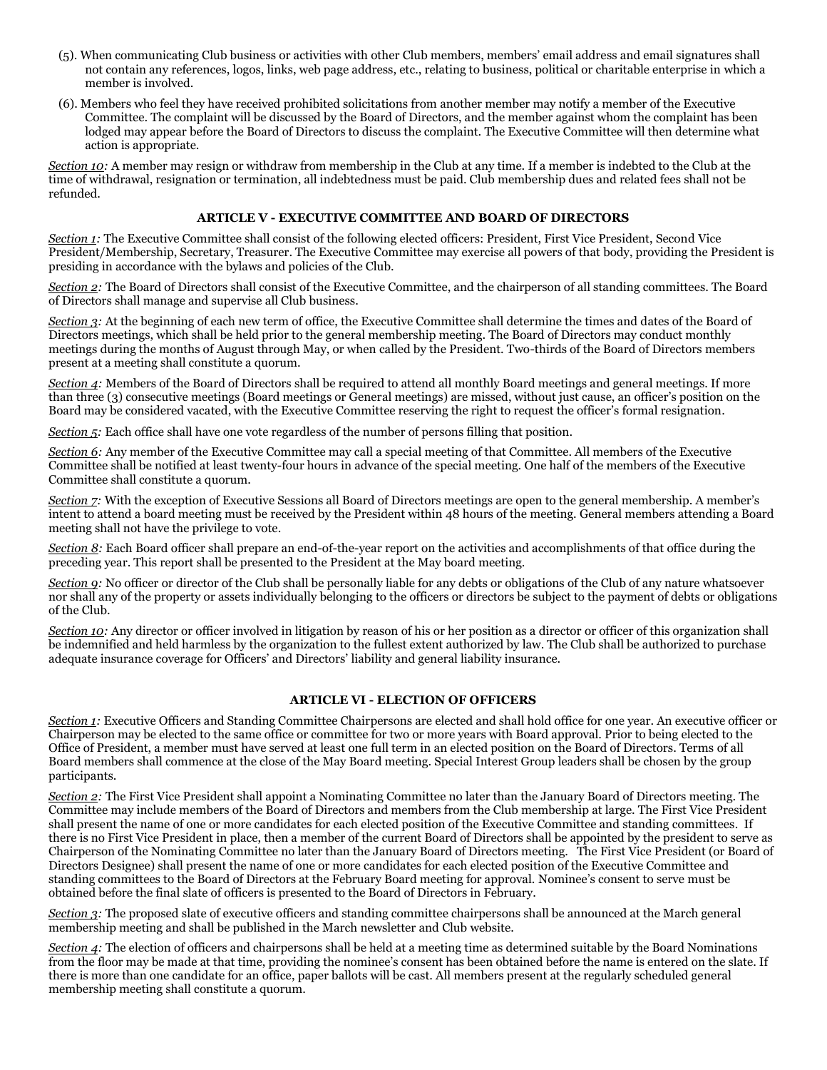(5). When communicating Club business or activities with other Club members, members' email address and email signatures shall not contain any references, logos, links, web page address, etc., relating to business, political or charitable enterprise in which a member is involved.

(6). Members who feel they have received prohibited solicitations from another member may notify a member of the Executive Committee. The complaint will be discussed by the Board of Directors, and the member against whom the complaint has been lodged may appear before the Board of Directors to discuss the complaint. The Executive Committee will then determine what action is appropriate.

*Section 10:* A member may resign or withdraw from membership in the Club at any time. If a member is indebted to the Club at the time of withdrawal, resignation or termination, all indebtedness must be paid. Club membership dues and related fees shall not be refunded.

## ARTICLE V - EXECUTIVE COMMITTEE AND BOARD OF DIRECTORS

*Section 1:* The Executive Committee shall consist of the following elected officers: President, First Vice President, Second Vice President/Membership, Secretary, Treasurer. The Executive Committee may exercise all powers of that body, providing the President is presiding in accordance with the bylaws and policies of the Club.

*Section 2:* The Board of Directors shall consist of the Executive Committee, and the chairperson of all standing committees. The Board of Directors shall manage and supervise all Club business.

*Section 3:* At the beginning of each new term of office, the Executive Committee shall determine the times and dates of the Board of Directors meetings, which shall be held prior to the general membership meeting. The Board of Directors may conduct monthly meetings during the months of August through May, or when called by the President. Two-thirds of the Board of Directors members present at a meeting shall constitute a quorum.

*Section 4:* Members of the Board of Directors shall be required to attend all monthly Board meetings and general meetings. If more than three (3) consecutive meetings (Board meetings or General meetings) are missed, without just cause, an officer's position on the Board may be considered vacated, with the Executive Committee reserving the right to request the officer's formal resignation.

*Section 5:* Each office shall have one vote regardless of the number of persons filling that position.

*Section 6:* Any member of the Executive Committee may call a special meeting of that Committee. All members of the Executive Committee shall be notified at least twenty-four hours in advance of the special meeting. One half of the members of the Executive Committee shall constitute a quorum.

*Section 7:* With the exception of Executive Sessions all Board of Directors meetings are open to the general membership. A member's intent to attend a board meeting must be received by the President within 48 hours of the meeting. General members attending a Board meeting shall not have the privilege to vote.

*Section 8:* Each Board officer shall prepare an end-of-the-year report on the activities and accomplishments of that office during the preceding year. This report shall be presented to the President at the May board meeting.

*Section 9:* No officer or director of the Club shall be personally liable for any debts or obligations of the Club of any nature whatsoever nor shall any of the property or assets individually belonging to the officers or directors be subject to the payment of debts or obligations of the Club.

*Section 10:* Any director or officer involved in litigation by reason of his or her position as a director or officer of this organization shall be indemnified and held harmless by the organization to the fullest extent authorized by law. The Club shall be authorized to purchase adequate insurance coverage for Officers' and Directors' liability and general liability insurance.

## ARTICLE VI - ELECTION OF OFFICERS

*Section 1:* Executive Officers and Standing Committee Chairpersons are elected and shall hold office for one year. An executive officer or Chairperson may be elected to the same office or committee for two or more years with Board approval. Prior to being elected to the Office of President, a member must have served at least one full term in an elected position on the Board of Directors. Terms of all Board members shall commence at the close of the May Board meeting. Special Interest Group leaders shall be chosen by the group participants.

*Section 2:* The First Vice President shall appoint a Nominating Committee no later than the January Board of Directors meeting. The Committee may include members of the Board of Directors and members from the Club membership at large. The First Vice President shall present the name of one or more candidates for each elected position of the Executive Committee and standing committees. If there is no First Vice President in place, then a member of the current Board of Directors shall be appointed by the president to serve as Chairperson of the Nominating Committee no later than the January Board of Directors meeting. The First Vice President (or Board of Directors Designee) shall present the name of one or more candidates for each elected position of the Executive Committee and standing committees to the Board of Directors at the February Board meeting for approval. Nominee's consent to serve must be obtained before the final slate of officers is presented to the Board of Directors in February.

*Section 3:* The proposed slate of executive officers and standing committee chairpersons shall be announced at the March general membership meeting and shall be published in the March newsletter and Club website.

*Section 4:* The election of officers and chairpersons shall be held at a meeting time as determined suitable by the Board Nominations from the floor may be made at that time, providing the nominee's consent has been obtained before the name is entered on the slate. If there is more than one candidate for an office, paper ballots will be cast. All members present at the regularly scheduled general membership meeting shall constitute a quorum.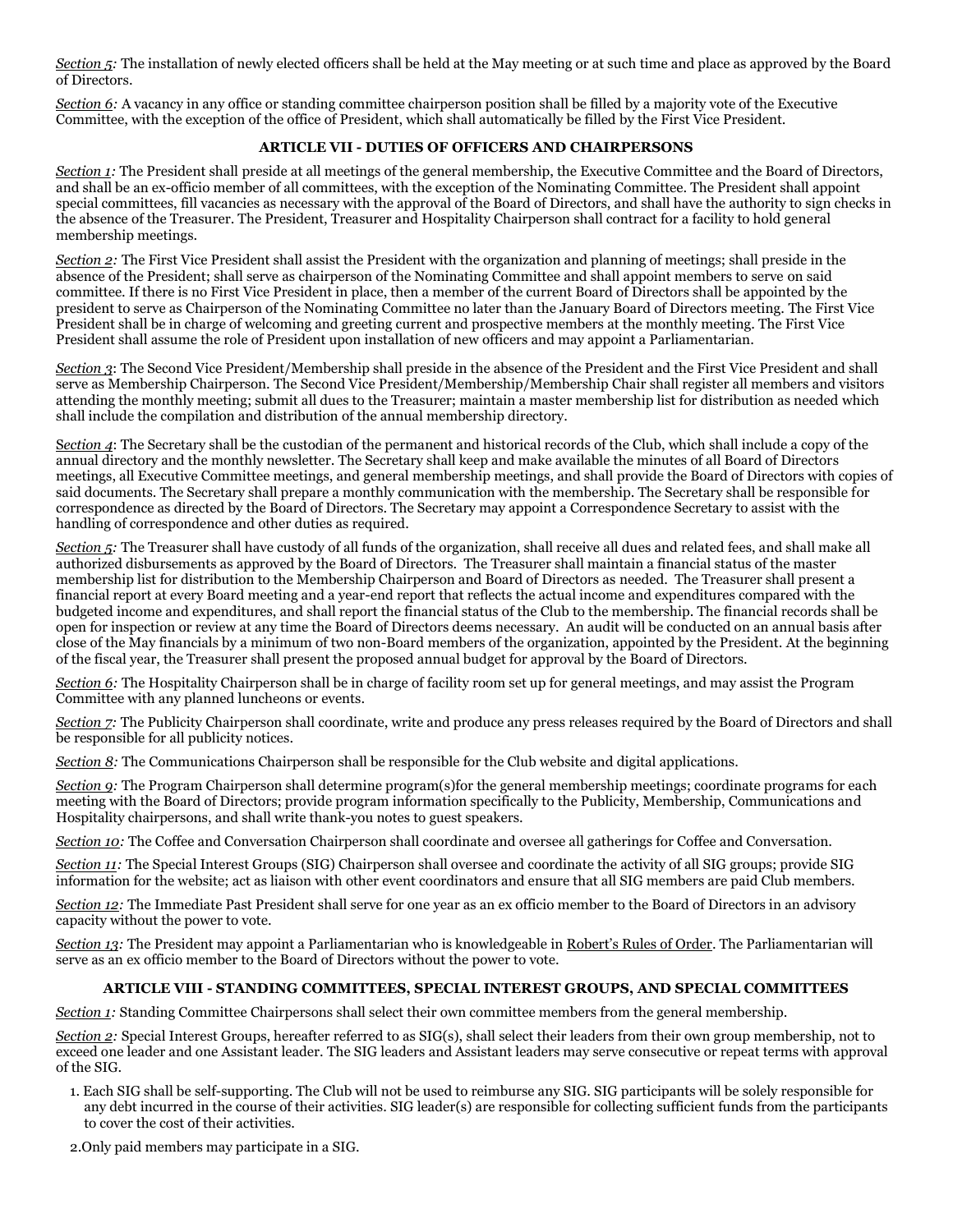*Section 5:* The installation of newly elected officers shall be held at the May meeting or at such time and place as approved by the Board of Directors.

*Section 6:* A vacancy in any office or standing committee chairperson position shall be filled by a majority vote of the Executive Committee, with the exception of the office of President, which shall automatically be filled by the First Vice President.

## ARTICLE VII - DUTIES OF OFFICERS AND CHAIRPERSONS

*Section 1:* The President shall preside at all meetings of the general membership, the Executive Committee and the Board of Directors, and shall be an ex-officio member of all committees, with the exception of the Nominating Committee. The President shall appoint special committees, fill vacancies as necessary with the approval of the Board of Directors, and shall have the authority to sign checks in the absence of the Treasurer. The President, Treasurer and Hospitality Chairperson shall contract for a facility to hold general membership meetings.

*Section 2:* The First Vice President shall assist the President with the organization and planning of meetings; shall preside in the absence of the President; shall serve as chairperson of the Nominating Committee and shall appoint members to serve on said committee. If there is no First Vice President in place, then a member of the current Board of Directors shall be appointed by the president to serve as Chairperson of the Nominating Committee no later than the January Board of Directors meeting. The First Vice President shall be in charge of welcoming and greeting current and prospective members at the monthly meeting. The First Vice President shall assume the role of President upon installation of new officers and may appoint a Parliamentarian.

*Section 3*: The Second Vice President/Membership shall preside in the absence of the President and the First Vice President and shall serve as Membership Chairperson. The Second Vice President/Membership/Membership Chair shall register all members and visitors attending the monthly meeting; submit all dues to the Treasurer; maintain a master membership list for distribution as needed which shall include the compilation and distribution of the annual membership directory.

*Section 4*: The Secretary shall be the custodian of the permanent and historical records of the Club, which shall include a copy of the annual directory and the monthly newsletter. The Secretary shall keep and make available the minutes of all Board of Directors meetings, all Executive Committee meetings, and general membership meetings, and shall provide the Board of Directors with copies of said documents. The Secretary shall prepare a monthly communication with the membership. The Secretary shall be responsible for correspondence as directed by the Board of Directors. The Secretary may appoint a Correspondence Secretary to assist with the handling of correspondence and other duties as required.

*Section 5:* The Treasurer shall have custody of all funds of the organization, shall receive all dues and related fees, and shall make all authorized disbursements as approved by the Board of Directors. The Treasurer shall maintain a financial status of the master membership list for distribution to the Membership Chairperson and Board of Directors as needed. The Treasurer shall present a financial report at every Board meeting and a year-end report that reflects the actual income and expenditures compared with the budgeted income and expenditures, and shall report the financial status of the Club to the membership. The financial records shall be open for inspection or review at any time the Board of Directors deems necessary. An audit will be conducted on an annual basis after close of the May financials by a minimum of two non-Board members of the organization, appointed by the President. At the beginning of the fiscal year, the Treasurer shall present the proposed annual budget for approval by the Board of Directors.

*Section 6:* The Hospitality Chairperson shall be in charge of facility room set up for general meetings, and may assist the Program Committee with any planned luncheons or events.

*Section 7:* The Publicity Chairperson shall coordinate, write and produce any press releases required by the Board of Directors and shall be responsible for all publicity notices.

*Section 8:* The Communications Chairperson shall be responsible for the Club website and digital applications.

*Section 9:* The Program Chairperson shall determine program(s)for the general membership meetings; coordinate programs for each meeting with the Board of Directors; provide program information specifically to the Publicity, Membership, Communications and Hospitality chairpersons, and shall write thank-you notes to guest speakers.

*Section 10:* The Coffee and Conversation Chairperson shall coordinate and oversee all gatherings for Coffee and Conversation.

*Section 11:* The Special Interest Groups (SIG) Chairperson shall oversee and coordinate the activity of all SIG groups; provide SIG information for the website; act as liaison with other event coordinators and ensure that all SIG members are paid Club members.

*Section 12:* The Immediate Past President shall serve for one year as an ex officio member to the Board of Directors in an advisory capacity without the power to vote.

*Section 13:* The President may appoint a Parliamentarian who is knowledgeable in Robert's Rules of Order. The Parliamentarian will serve as an ex officio member to the Board of Directors without the power to vote.

## ARTICLE VIII - STANDING COMMITTEES, SPECIAL INTEREST GROUPS, AND SPECIAL COMMITTEES

*Section 1:* Standing Committee Chairpersons shall select their own committee members from the general membership.

*Section 2:* Special Interest Groups, hereafter referred to as SIG(s), shall select their leaders from their own group membership, not to exceed one leader and one Assistant leader. The SIG leaders and Assistant leaders may serve consecutive or repeat terms with approval of the SIG.

1. Each SIG shall be self-supporting. The Club will not be used to reimburse any SIG. SIG participants will be solely responsible for any debt incurred in the course of their activities. SIG leader(s) are responsible for collecting sufficient funds from the participants to cover the cost of their activities.
2. Only paid members may participate in a SIG.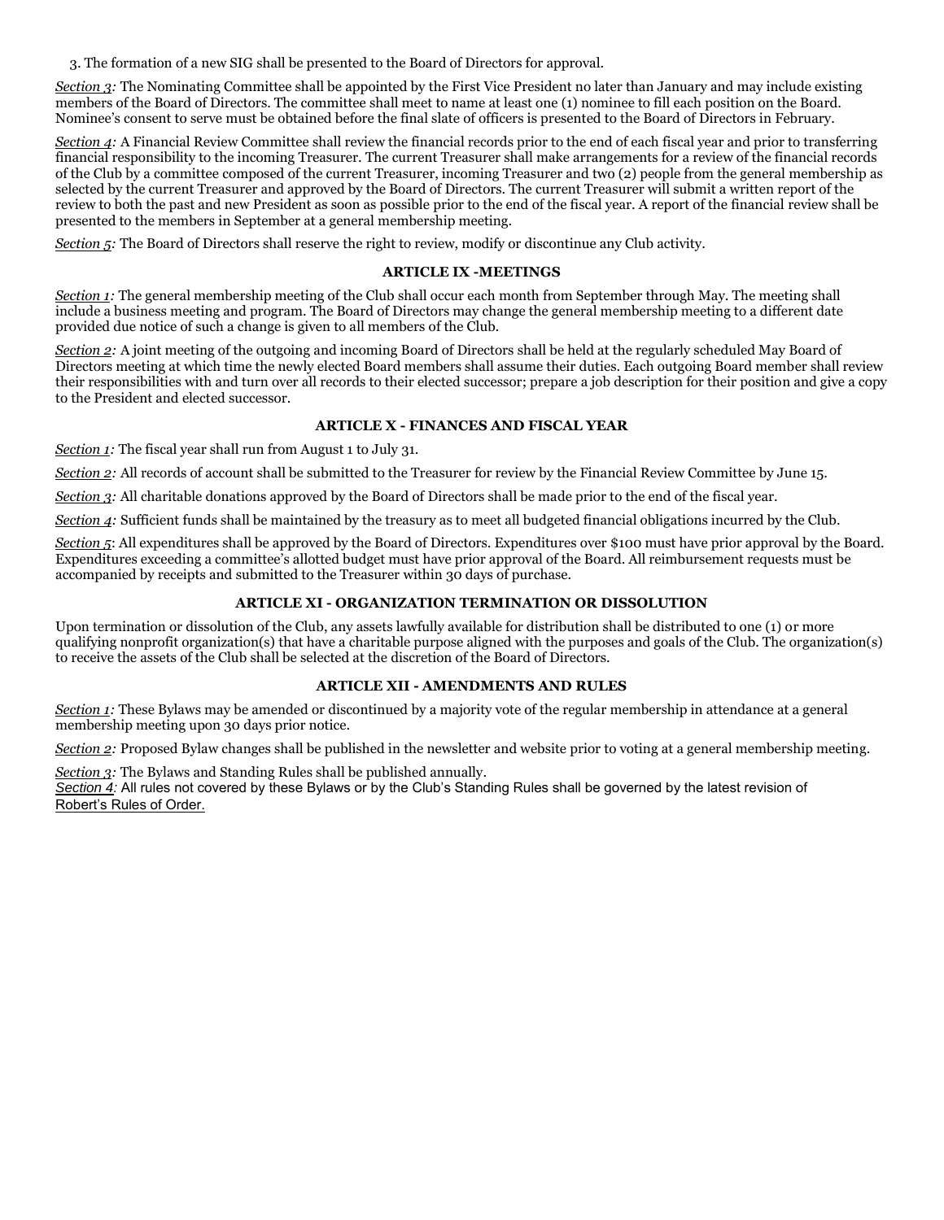3. The formation of a new SIG shall be presented to the Board of Directors for approval.

*Section 3:* The Nominating Committee shall be appointed by the First Vice President no later than January and may include existing members of the Board of Directors. The committee shall meet to name at least one (1) nominee to fill each position on the Board. Nominee's consent to serve must be obtained before the final slate of officers is presented to the Board of Directors in February.

*Section 4:* A Financial Review Committee shall review the financial records prior to the end of each fiscal year and prior to transferring financial responsibility to the incoming Treasurer. The current Treasurer shall make arrangements for a review of the financial records of the Club by a committee composed of the current Treasurer, incoming Treasurer and two (2) people from the general membership as selected by the current Treasurer and approved by the Board of Directors. The current Treasurer will submit a written report of the review to both the past and new President as soon as possible prior to the end of the fiscal year. A report of the financial review shall be presented to the members in September at a general membership meeting.

*Section 5:* The Board of Directors shall reserve the right to review, modify or discontinue any Club activity.

## ARTICLE IX -MEETINGS

*Section 1:* The general membership meeting of the Club shall occur each month from September through May. The meeting shall include a business meeting and program. The Board of Directors may change the general membership meeting to a different date provided due notice of such a change is given to all members of the Club.

*Section 2:* A joint meeting of the outgoing and incoming Board of Directors shall be held at the regularly scheduled May Board of Directors meeting at which time the newly elected Board members shall assume their duties. Each outgoing Board member shall review their responsibilities with and turn over all records to their elected successor; prepare a job description for their position and give a copy to the President and elected successor.

## ARTICLE X - FINANCES AND FISCAL YEAR

*Section 1:* The fiscal year shall run from August 1 to July 31.

*Section 2:* All records of account shall be submitted to the Treasurer for review by the Financial Review Committee by June 15.

*Section 3:* All charitable donations approved by the Board of Directors shall be made prior to the end of the fiscal year.

*Section 4:* Sufficient funds shall be maintained by the treasury as to meet all budgeted financial obligations incurred by the Club.

*Section 5*: All expenditures shall be approved by the Board of Directors. Expenditures over $100 must have prior approval by the Board. Expenditures exceeding a committee's allotted budget must have prior approval of the Board. All reimbursement requests must be accompanied by receipts and submitted to the Treasurer within 30 days of purchase.

## ARTICLE XI - ORGANIZATION TERMINATION OR DISSOLUTION

Upon termination or dissolution of the Club, any assets lawfully available for distribution shall be distributed to one (1) or more qualifying nonprofit organization(s) that have a charitable purpose aligned with the purposes and goals of the Club. The organization(s) to receive the assets of the Club shall be selected at the discretion of the Board of Directors.

## ARTICLE XII - AMENDMENTS AND RULES

*Section 1:* These Bylaws may be amended or discontinued by a majority vote of the regular membership in attendance at a general membership meeting upon 30 days prior notice.

*Section 2:* Proposed Bylaw changes shall be published in the newsletter and website prior to voting at a general membership meeting.

*Section 3:* The Bylaws and Standing Rules shall be published annually.

*Section 4:* All rules not covered by these Bylaws or by the Club's Standing Rules shall be governed by the latest revision of Robert's Rules of Order.